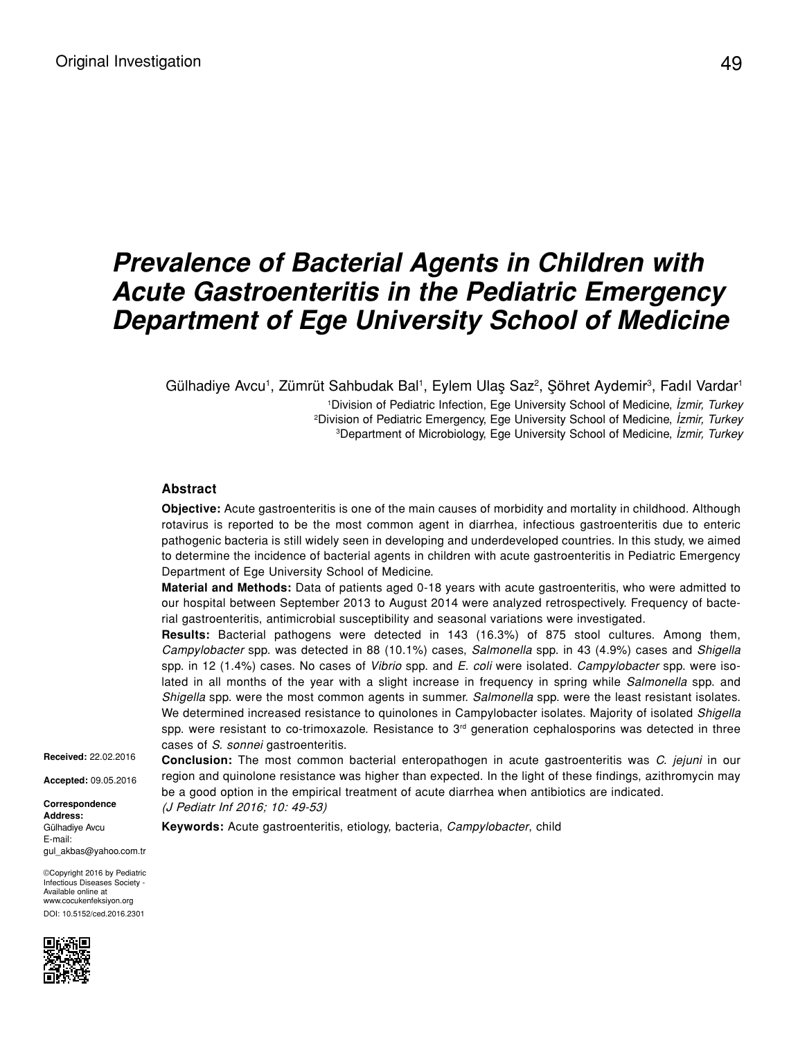Original Investigation

# Prevalence of Bacterial Agents in Children with Acute Gastroenteritis in the Pediatric Emergency Department of Ege University School of Medicine

Gülhadiye Avcu[1], Zümrüt Sahbudak Bal[1], Eylem Ulaş Saz[2], Şöhret Aydemir[3], Fadıl Vardar[1]

[1]Division of Pediatric Infection, Ege University School of Medicine, *İzmir, Turkey*
[2]Division of Pediatric Emergency, Ege University School of Medicine, *İzmir, Turkey*
[3]Department of Microbiology, Ege University School of Medicine, *İzmir, Turkey*

### Abstract

**Objective:** Acute gastroenteritis is one of the main causes of morbidity and mortality in childhood. Although rotavirus is reported to be the most common agent in diarrhea, infectious gastroenteritis due to enteric pathogenic bacteria is still widely seen in developing and underdeveloped countries. In this study, we aimed to determine the incidence of bacterial agents in children with acute gastroenteritis in Pediatric Emergency Department of Ege University School of Medicine.

**Material and Methods:** Data of patients aged 0-18 years with acute gastroenteritis, who were admitted to our hospital between September 2013 to August 2014 were analyzed retrospectively. Frequency of bacterial gastroenteritis, antimicrobial susceptibility and seasonal variations were investigated.

**Results:** Bacterial pathogens were detected in 143 (16.3%) of 875 stool cultures. Among them, *Campylobacter* spp. was detected in 88 (10.1%) cases, *Salmonella* spp. in 43 (4.9%) cases and *Shigella* spp. in 12 (1.4%) cases. No cases of *Vibrio* spp. and *E. coli* were isolated. *Campylobacter* spp. were isolated in all months of the year with a slight increase in frequency in spring while *Salmonella* spp. and *Shigella* spp. were the most common agents in summer. *Salmonella* spp. were the least resistant isolates. We determined increased resistance to quinolones in Campylobacter isolates. Majority of isolated *Shigella* spp. were resistant to co-trimoxazole. Resistance to 3rd generation cephalosporins was detected in three cases of *S. sonnei* gastroenteritis.

**Conclusion:** The most common bacterial enteropathogen in acute gastroenteritis was *C. jejuni* in our region and quinolone resistance was higher than expected. In the light of these findings, azithromycin may be a good option in the empirical treatment of acute diarrhea when antibiotics are indicated.

*(J Pediatr Inf 2016; 10: 49-53)*

**Keywords:** Acute gastroenteritis, etiology, bacteria, *Campylobacter*, child

**Received:** 22.02.2016

**Accepted:** 09.05.2016

**Correspondence Address:**
Gülhadiye Avcu
E-mail:
gul_akbas@yahoo.com.tr

©Copyright 2016 by Pediatric Infectious Diseases Society - Available online at www.cocukenfeksiyon.org
DOI: 10.5152/ced.2016.2301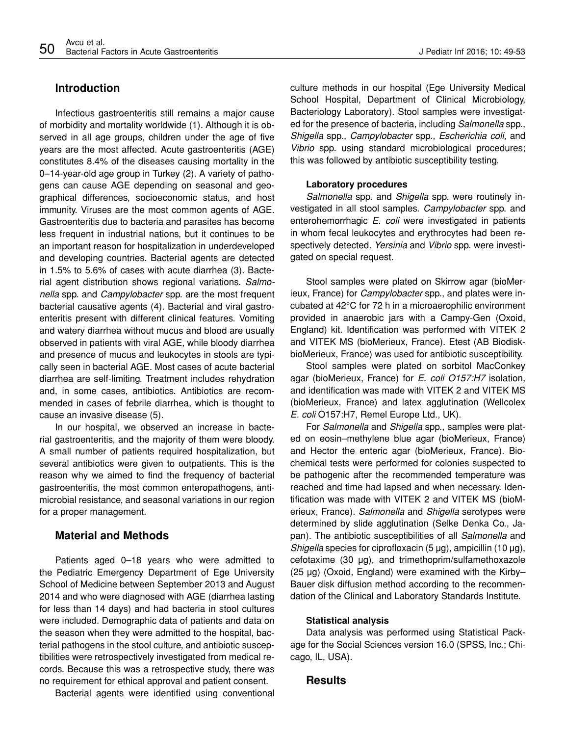## Introduction

Infectious gastroenteritis still remains a major cause of morbidity and mortality worldwide (1). Although it is observed in all age groups, children under the age of five years are the most affected. Acute gastroenteritis (AGE) constitutes 8.4% of the diseases causing mortality in the 0–14-year-old age group in Turkey (2). A variety of pathogens can cause AGE depending on seasonal and geographical differences, socioeconomic status, and host immunity. Viruses are the most common agents of AGE. Gastroenteritis due to bacteria and parasites has become less frequent in industrial nations, but it continues to be an important reason for hospitalization in underdeveloped and developing countries. Bacterial agents are detected in 1.5% to 5.6% of cases with acute diarrhea (3). Bacterial agent distribution shows regional variations. *Salmonella* spp. and *Campylobacter* spp. are the most frequent bacterial causative agents (4). Bacterial and viral gastroenteritis present with different clinical features. Vomiting and watery diarrhea without mucus and blood are usually observed in patients with viral AGE, while bloody diarrhea and presence of mucus and leukocytes in stools are typically seen in bacterial AGE. Most cases of acute bacterial diarrhea are self-limiting. Treatment includes rehydration and, in some cases, antibiotics. Antibiotics are recommended in cases of febrile diarrhea, which is thought to cause an invasive disease (5).

In our hospital, we observed an increase in bacterial gastroenteritis, and the majority of them were bloody. A small number of patients required hospitalization, but several antibiotics were given to outpatients. This is the reason why we aimed to find the frequency of bacterial gastroenteritis, the most common enteropathogens, antimicrobial resistance, and seasonal variations in our region for a proper management.

## Material and Methods

Patients aged 0–18 years who were admitted to the Pediatric Emergency Department of Ege University School of Medicine between September 2013 and August 2014 and who were diagnosed with AGE (diarrhea lasting for less than 14 days) and had bacteria in stool cultures were included. Demographic data of patients and data on the season when they were admitted to the hospital, bacterial pathogens in the stool culture, and antibiotic susceptibilities were retrospectively investigated from medical records. Because this was a retrospective study, there was no requirement for ethical approval and patient consent.

Bacterial agents were identified using conventional culture methods in our hospital (Ege University Medical School Hospital, Department of Clinical Microbiology, Bacteriology Laboratory). Stool samples were investigated for the presence of bacteria, including *Salmonella* spp., *Shigella* spp., *Campylobacter* spp., *Escherichia coli*, and *Vibrio* spp. using standard microbiological procedures; this was followed by antibiotic susceptibility testing.

### Laboratory procedures

*Salmonella* spp. and *Shigella* spp. were routinely investigated in all stool samples. *Campylobacter* spp. and enterohemorrhagic *E. coli* were investigated in patients in whom fecal leukocytes and erythrocytes had been respectively detected. *Yersinia* and *Vibrio* spp. were investigated on special request.

Stool samples were plated on Skirrow agar (bioMerieux, France) for *Campylobacter* spp., and plates were incubated at 42°C for 72 h in a microaerophilic environment provided in anaerobic jars with a Campy-Gen (Oxoid, England) kit. Identification was performed with VITEK 2 and VITEK MS (bioMerieux, France). Etest (AB Biodisk-bioMerieux, France) was used for antibiotic susceptibility.

Stool samples were plated on sorbitol MacConkey agar (bioMerieux, France) for *E. coli O157:H7* isolation, and identification was made with VITEK 2 and VITEK MS (bioMerieux, France) and latex agglutination (Wellcolex *E. coli* O157:H7, Remel Europe Ltd., UK).

For *Salmonella* and *Shigella* spp., samples were plated on eosin–methylene blue agar (bioMerieux, France) and Hector the enteric agar (bioMerieux, France). Biochemical tests were performed for colonies suspected to be pathogenic after the recommended temperature was reached and time had lapsed and when necessary. Identification was made with VITEK 2 and VITEK MS (bioMerieux, France). *Salmonella* and *Shigella* serotypes were determined by slide agglutination (Selke Denka Co., Japan). The antibiotic susceptibilities of all *Salmonella* and *Shigella* species for ciprofloxacin (5 μg), ampicillin (10 μg), cefotaxime (30 μg), and trimethoprim/sulfamethoxazole (25 μg) (Oxoid, England) were examined with the Kirby–Bauer disk diffusion method according to the recommendation of the Clinical and Laboratory Standards Institute.

### Statistical analysis

Data analysis was performed using Statistical Package for the Social Sciences version 16.0 (SPSS, Inc.; Chicago, IL, USA).

## Results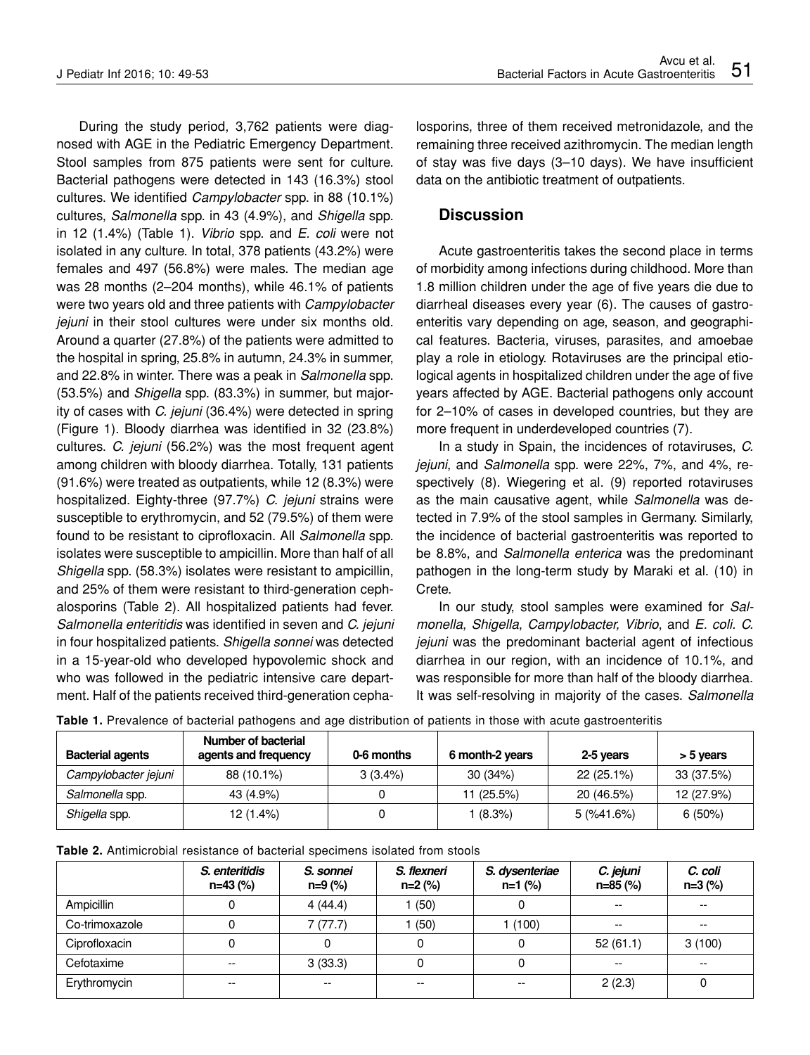During the study period, 3,762 patients were diagnosed with AGE in the Pediatric Emergency Department. Stool samples from 875 patients were sent for culture. Bacterial pathogens were detected in 143 (16.3%) stool cultures. We identified *Campylobacter* spp. in 88 (10.1%) cultures, *Salmonella* spp. in 43 (4.9%), and *Shigella* spp. in 12 (1.4%) (Table 1). *Vibrio* spp. and *E. coli* were not isolated in any culture. In total, 378 patients (43.2%) were females and 497 (56.8%) were males. The median age was 28 months (2–204 months), while 46.1% of patients were two years old and three patients with *Campylobacter jejuni* in their stool cultures were under six months old. Around a quarter (27.8%) of the patients were admitted to the hospital in spring, 25.8% in autumn, 24.3% in summer, and 22.8% in winter. There was a peak in *Salmonella* spp. (53.5%) and *Shigella* spp. (83.3%) in summer, but majority of cases with *C. jejuni* (36.4%) were detected in spring (Figure 1). Bloody diarrhea was identified in 32 (23.8%) cultures. *C. jejuni* (56.2%) was the most frequent agent among children with bloody diarrhea. Totally, 131 patients (91.6%) were treated as outpatients, while 12 (8.3%) were hospitalized. Eighty-three (97.7%) *C. jejuni* strains were susceptible to erythromycin, and 52 (79.5%) of them were found to be resistant to ciprofloxacin. All *Salmonella* spp. isolates were susceptible to ampicillin. More than half of all *Shigella* spp. (58.3%) isolates were resistant to ampicillin, and 25% of them were resistant to third-generation cephalosporins (Table 2). All hospitalized patients had fever. *Salmonella enteritidis* was identified in seven and *C. jejuni* in four hospitalized patients. *Shigella sonnei* was detected in a 15-year-old who developed hypovolemic shock and who was followed in the pediatric intensive care department. Half of the patients received third-generation cephalosporins, three of them received metronidazole, and the remaining three received azithromycin. The median length of stay was five days (3–10 days). We have insufficient data on the antibiotic treatment of outpatients.

## Discussion

Acute gastroenteritis takes the second place in terms of morbidity among infections during childhood. More than 1.8 million children under the age of five years die due to diarrheal diseases every year (6). The causes of gastroenteritis vary depending on age, season, and geographical features. Bacteria, viruses, parasites, and amoebae play a role in etiology. Rotaviruses are the principal etiological agents in hospitalized children under the age of five years affected by AGE. Bacterial pathogens only account for 2–10% of cases in developed countries, but they are more frequent in underdeveloped countries (7).

In a study in Spain, the incidences of rotaviruses, *C. jejuni*, and *Salmonella* spp. were 22%, 7%, and 4%, respectively (8). Wiegering et al. (9) reported rotaviruses as the main causative agent, while *Salmonella* was detected in 7.9% of the stool samples in Germany. Similarly, the incidence of bacterial gastroenteritis was reported to be 8.8%, and *Salmonella enterica* was the predominant pathogen in the long-term study by Maraki et al. (10) in Crete.

In our study, stool samples were examined for *Salmonella*, *Shigella*, *Campylobacter, Vibrio*, and *E. coli*. *C. jejuni* was the predominant bacterial agent of infectious diarrhea in our region, with an incidence of 10.1%, and was responsible for more than half of the bloody diarrhea. It was self-resolving in majority of the cases. *Salmonella*

**Table 1.** Prevalence of bacterial pathogens and age distribution of patients in those with acute gastroenteritis

| Bacterial agents | Number of bacterial agents and frequency | 0-6 months | 6 month-2 years | 2-5 years | > 5 years |
|---|---|---|---|---|---|
| *Campylobacter jejuni* | 88 (10.1%) | 3 (3.4%) | 30 (34%) | 22 (25.1%) | 33 (37.5%) |
| *Salmonella* spp. | 43 (4.9%) | 0 | 11 (25.5%) | 20 (46.5%) | 12 (27.9%) |
| *Shigella* spp. | 12 (1.4%) | 0 | 1 (8.3%) | 5 (%41.6%) | 6 (50%) |

**Table 2.** Antimicrobial resistance of bacterial specimens isolated from stools

| | *S. enteritidis* n=43 (%) | *S. sonnei* n=9 (%) | *S. flexneri* n=2 (%) | *S. dysenteriae* n=1 (%) | *C. jejuni* n=85 (%) | *C. coli* n=3 (%) |
|---|---|---|---|---|---|---|
| Ampicillin | 0 | 4 (44.4) | 1 (50) | 0 | -- | -- |
| Co-trimoxazole | 0 | 7 (77.7) | 1 (50) | 1 (100) | -- | -- |
| Ciprofloxacin | 0 | 0 | 0 | 0 | 52 (61.1) | 3 (100) |
| Cefotaxime | -- | 3 (33.3) | 0 | 0 | -- | -- |
| Erythromycin | -- | -- | -- | -- | 2 (2.3) | 0 |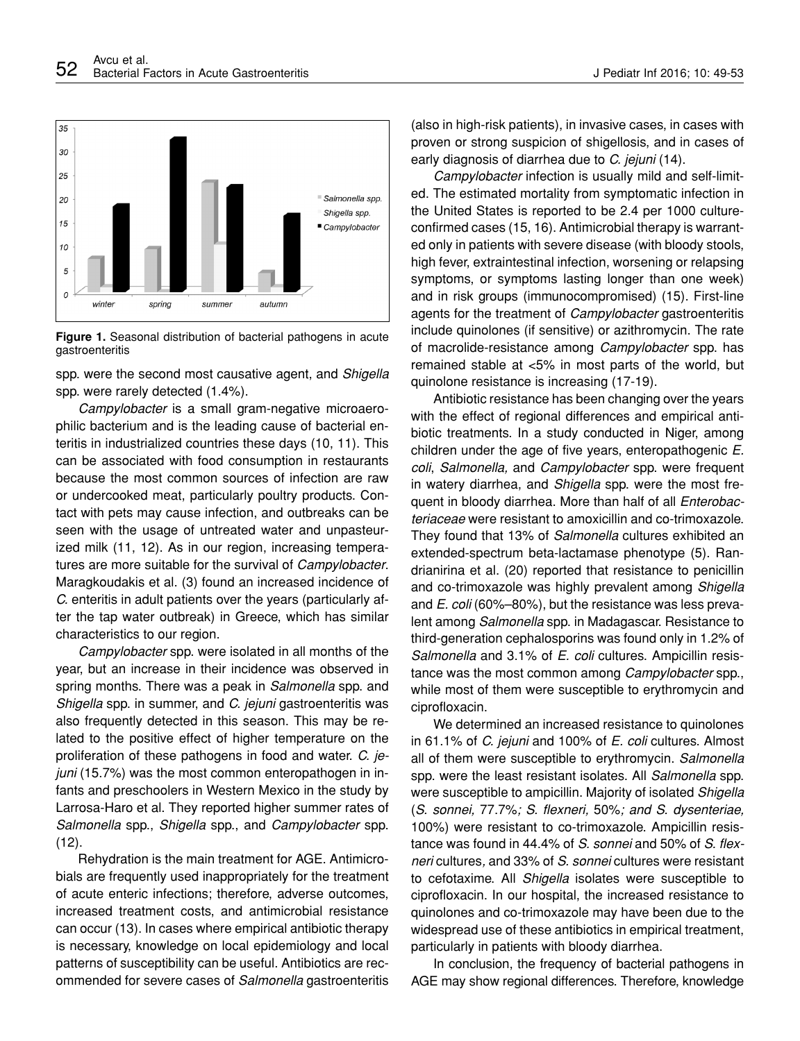Figure 1. Seasonal distribution of bacterial pathogens in acute gastroenteritis

spp. were the second most causative agent, and *Shigella* spp. were rarely detected (1.4%).

*Campylobacter* is a small gram-negative microaerophilic bacterium and is the leading cause of bacterial enteritis in industrialized countries these days (10, 11). This can be associated with food consumption in restaurants because the most common sources of infection are raw or undercooked meat, particularly poultry products. Contact with pets may cause infection, and outbreaks can be seen with the usage of untreated water and unpasteurized milk (11, 12). As in our region, increasing temperatures are more suitable for the survival of *Campylobacter*. Maragkoudakis et al. (3) found an increased incidence of *C.* enteritis in adult patients over the years (particularly after the tap water outbreak) in Greece, which has similar characteristics to our region.

*Campylobacter* spp. were isolated in all months of the year, but an increase in their incidence was observed in spring months. There was a peak in *Salmonella* spp. and *Shigella* spp. in summer, and *C. jejuni* gastroenteritis was also frequently detected in this season. This may be related to the positive effect of higher temperature on the proliferation of these pathogens in food and water. *C. jejuni* (15.7%) was the most common enteropathogen in infants and preschoolers in Western Mexico in the study by Larrosa-Haro et al. They reported higher summer rates of *Salmonella* spp., *Shigella* spp., and *Campylobacter* spp. (12).

Rehydration is the main treatment for AGE. Antimicrobials are frequently used inappropriately for the treatment of acute enteric infections; therefore, adverse outcomes, increased treatment costs, and antimicrobial resistance can occur (13). In cases where empirical antibiotic therapy is necessary, knowledge on local epidemiology and local patterns of susceptibility can be useful. Antibiotics are recommended for severe cases of *Salmonella* gastroenteritis (also in high-risk patients), in invasive cases, in cases with proven or strong suspicion of shigellosis, and in cases of early diagnosis of diarrhea due to *C. jejuni* (14).

*Campylobacter* infection is usually mild and self-limited. The estimated mortality from symptomatic infection in the United States is reported to be 2.4 per 1000 culture-confirmed cases (15, 16). Antimicrobial therapy is warranted only in patients with severe disease (with bloody stools, high fever, extraintestinal infection, worsening or relapsing symptoms, or symptoms lasting longer than one week) and in risk groups (immunocompromised) (15). First-line agents for the treatment of *Campylobacter* gastroenteritis include quinolones (if sensitive) or azithromycin. The rate of macrolide-resistance among *Campylobacter* spp. has remained stable at <5% in most parts of the world, but quinolone resistance is increasing (17-19).

Antibiotic resistance has been changing over the years with the effect of regional differences and empirical antibiotic treatments. In a study conducted in Niger, among children under the age of five years, enteropathogenic *E. coli*, *Salmonella,* and *Campylobacter* spp. were frequent in watery diarrhea, and *Shigella* spp. were the most frequent in bloody diarrhea. More than half of all *Enterobacteriaceae* were resistant to amoxicillin and co-trimoxazole. They found that 13% of *Salmonella* cultures exhibited an extended-spectrum beta-lactamase phenotype (5). Randrianirina et al. (20) reported that resistance to penicillin and co-trimoxazole was highly prevalent among *Shigella* and *E. coli* (60%–80%), but the resistance was less prevalent among *Salmonella* spp. in Madagascar. Resistance to third-generation cephalosporins was found only in 1.2% of *Salmonella* and 3.1% of *E. coli* cultures. Ampicillin resistance was the most common among *Campylobacter* spp., while most of them were susceptible to erythromycin and ciprofloxacin.

We determined an increased resistance to quinolones in 61.1% of *C. jejuni* and 100% of *E. coli* cultures. Almost all of them were susceptible to erythromycin. *Salmonella* spp. were the least resistant isolates. All *Salmonella* spp. were susceptible to ampicillin. Majority of isolated *Shigella* (*S. sonnei,* 77.7%*; S. flexneri,* 50%*; and S. dysenteriae,* 100%) were resistant to co-trimoxazole. Ampicillin resistance was found in 44.4% of *S. sonnei* and 50% of *S. flexneri* cultures, and 33% of *S. sonnei* cultures were resistant to cefotaxime. All *Shigella* isolates were susceptible to ciprofloxacin. In our hospital, the increased resistance to quinolones and co-trimoxazole may have been due to the widespread use of these antibiotics in empirical treatment, particularly in patients with bloody diarrhea.

In conclusion, the frequency of bacterial pathogens in AGE may show regional differences. Therefore, knowledge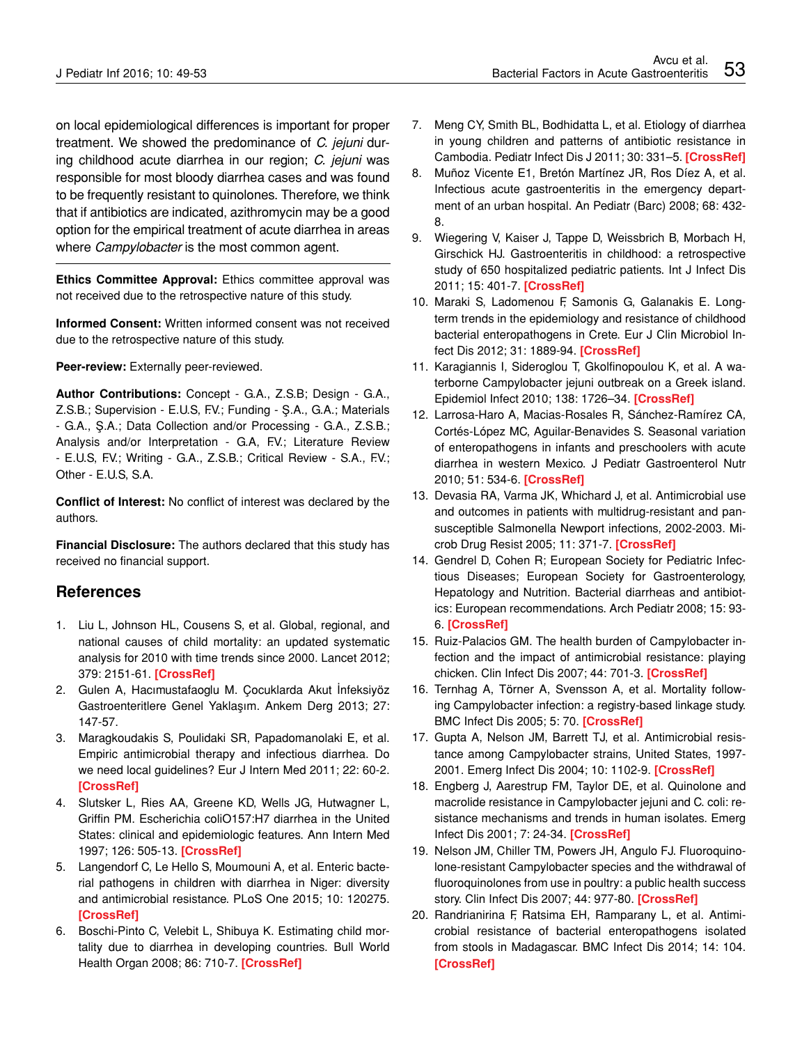on local epidemiological differences is important for proper treatment. We showed the predominance of *C. jejuni* during childhood acute diarrhea in our region; *C. jejuni* was responsible for most bloody diarrhea cases and was found to be frequently resistant to quinolones. Therefore, we think that if antibiotics are indicated, azithromycin may be a good option for the empirical treatment of acute diarrhea in areas where *Campylobacter* is the most common agent.

**Ethics Committee Approval:** Ethics committee approval was not received due to the retrospective nature of this study.

**Informed Consent:** Written informed consent was not received due to the retrospective nature of this study.

**Peer-review:** Externally peer-reviewed.

**Author Contributions:** Concept - G.A., Z.S.B; Design - G.A., Z.S.B.; Supervision - E.U.S, F.V.; Funding - Ş.A., G.A.; Materials - G.A., Ş.A.; Data Collection and/or Processing - G.A., Z.S.B.; Analysis and/or Interpretation - G.A, F.V.; Literature Review - E.U.S, F.V.; Writing - G.A., Z.S.B.; Critical Review - S.A., F.V.; Other - E.U.S, S.A.

**Conflict of Interest:** No conflict of interest was declared by the authors.

**Financial Disclosure:** The authors declared that this study has received no financial support.

## References

1. Liu L, Johnson HL, Cousens S, et al. Global, regional, and national causes of child mortality: an updated systematic analysis for 2010 with time trends since 2000. Lancet 2012; 379: 2151-61. [CrossRef]
2. Gulen A, Hacımustafaoglu M. Çocuklarda Akut İnfeksiyöz Gastroenteritlere Genel Yaklaşım. Ankem Derg 2013; 27: 147-57.
3. Maragkoudakis S, Poulidaki SR, Papadomanolaki E, et al. Empiric antimicrobial therapy and infectious diarrhea. Do we need local guidelines? Eur J Intern Med 2011; 22: 60-2. [CrossRef]
4. Slutsker L, Ries AA, Greene KD, Wells JG, Hutwagner L, Griffin PM. Escherichia coliO157:H7 diarrhea in the United States: clinical and epidemiologic features. Ann Intern Med 1997; 126: 505-13. [CrossRef]
5. Langendorf C, Le Hello S, Moumouni A, et al. Enteric bacterial pathogens in children with diarrhea in Niger: diversity and antimicrobial resistance. PLoS One 2015; 10: 120275. [CrossRef]
6. Boschi-Pinto C, Velebit L, Shibuya K. Estimating child mortality due to diarrhea in developing countries. Bull World Health Organ 2008; 86: 710-7. [CrossRef]
7. Meng CY, Smith BL, Bodhidatta L, et al. Etiology of diarrhea in young children and patterns of antibiotic resistance in Cambodia. Pediatr Infect Dis J 2011; 30: 331–5. [CrossRef]
8. Muñoz Vicente E1, Bretón Martínez JR, Ros Díez A, et al. Infectious acute gastroenteritis in the emergency department of an urban hospital. An Pediatr (Barc) 2008; 68: 432-8.
9. Wiegering V, Kaiser J, Tappe D, Weissbrich B, Morbach H, Girschick HJ. Gastroenteritis in childhood: a retrospective study of 650 hospitalized pediatric patients. Int J Infect Dis 2011; 15: 401-7. [CrossRef]
10. Maraki S, Ladomenou F, Samonis G, Galanakis E. Long-term trends in the epidemiology and resistance of childhood bacterial enteropathogens in Crete. Eur J Clin Microbiol Infect Dis 2012; 31: 1889-94. [CrossRef]
11. Karagiannis I, Sideroglou T, Gkolfinopoulou K, et al. A waterborne Campylobacter jejuni outbreak on a Greek island. Epidemiol Infect 2010; 138: 1726–34. [CrossRef]
12. Larrosa-Haro A, Macias-Rosales R, Sánchez-Ramírez CA, Cortés-López MC, Aguilar-Benavides S. Seasonal variation of enteropathogens in infants and preschoolers with acute diarrhea in western Mexico. J Pediatr Gastroenterol Nutr 2010; 51: 534-6. [CrossRef]
13. Devasia RA, Varma JK, Whichard J, et al. Antimicrobial use and outcomes in patients with multidrug-resistant and pansusceptible Salmonella Newport infections, 2002-2003. Microb Drug Resist 2005; 11: 371-7. [CrossRef]
14. Gendrel D, Cohen R; European Society for Pediatric Infectious Diseases; European Society for Gastroenterology, Hepatology and Nutrition. Bacterial diarrheas and antibiotics: European recommendations. Arch Pediatr 2008; 15: 93-6. [CrossRef]
15. Ruiz-Palacios GM. The health burden of Campylobacter infection and the impact of antimicrobial resistance: playing chicken. Clin Infect Dis 2007; 44: 701-3. [CrossRef]
16. Ternhag A, Törner A, Svensson A, et al. Mortality following Campylobacter infection: a registry-based linkage study. BMC Infect Dis 2005; 5: 70. [CrossRef]
17. Gupta A, Nelson JM, Barrett TJ, et al. Antimicrobial resistance among Campylobacter strains, United States, 1997-2001. Emerg Infect Dis 2004; 10: 1102-9. [CrossRef]
18. Engberg J, Aarestrup FM, Taylor DE, et al. Quinolone and macrolide resistance in Campylobacter jejuni and C. coli: resistance mechanisms and trends in human isolates. Emerg Infect Dis 2001; 7: 24-34. [CrossRef]
19. Nelson JM, Chiller TM, Powers JH, Angulo FJ. Fluoroquinolone-resistant Campylobacter species and the withdrawal of fluoroquinolones from use in poultry: a public health success story. Clin Infect Dis 2007; 44: 977-80. [CrossRef]
20. Randrianirina F, Ratsima EH, Ramparany L, et al. Antimicrobial resistance of bacterial enteropathogens isolated from stools in Madagascar. BMC Infect Dis 2014; 14: 104. [CrossRef]